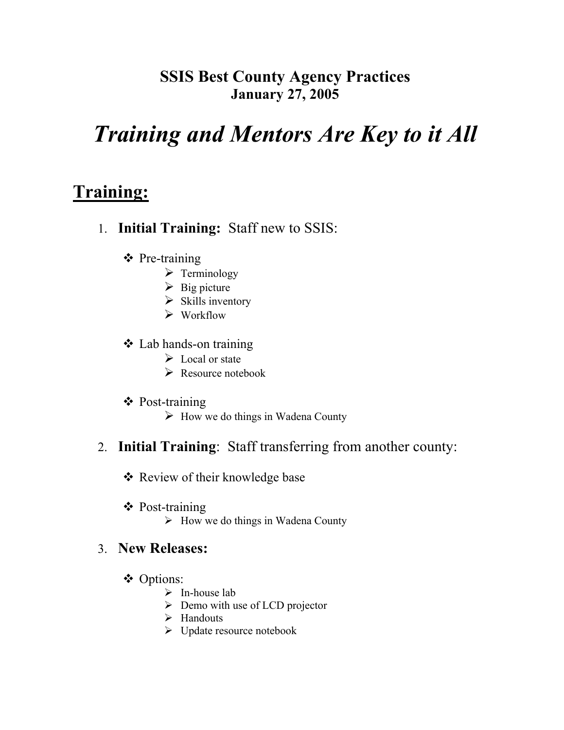**SSIS Best County Agency Practices**
**January 27, 2005**

# *Training and Mentors Are Key to it All*

## Training:

1. **Initial Training:** Staff new to SSIS:

   - Pre-training
     - Terminology
     - Big picture
     - Skills inventory
     - Workflow

   - Lab hands-on training
     - Local or state
     - Resource notebook

   - Post-training
     - How we do things in Wadena County

2. **Initial Training**: Staff transferring from another county:

   - Review of their knowledge base

   - Post-training
     - How we do things in Wadena County

3. **New Releases:**

   - Options:
     - In-house lab
     - Demo with use of LCD projector
     - Handouts
     - Update resource notebook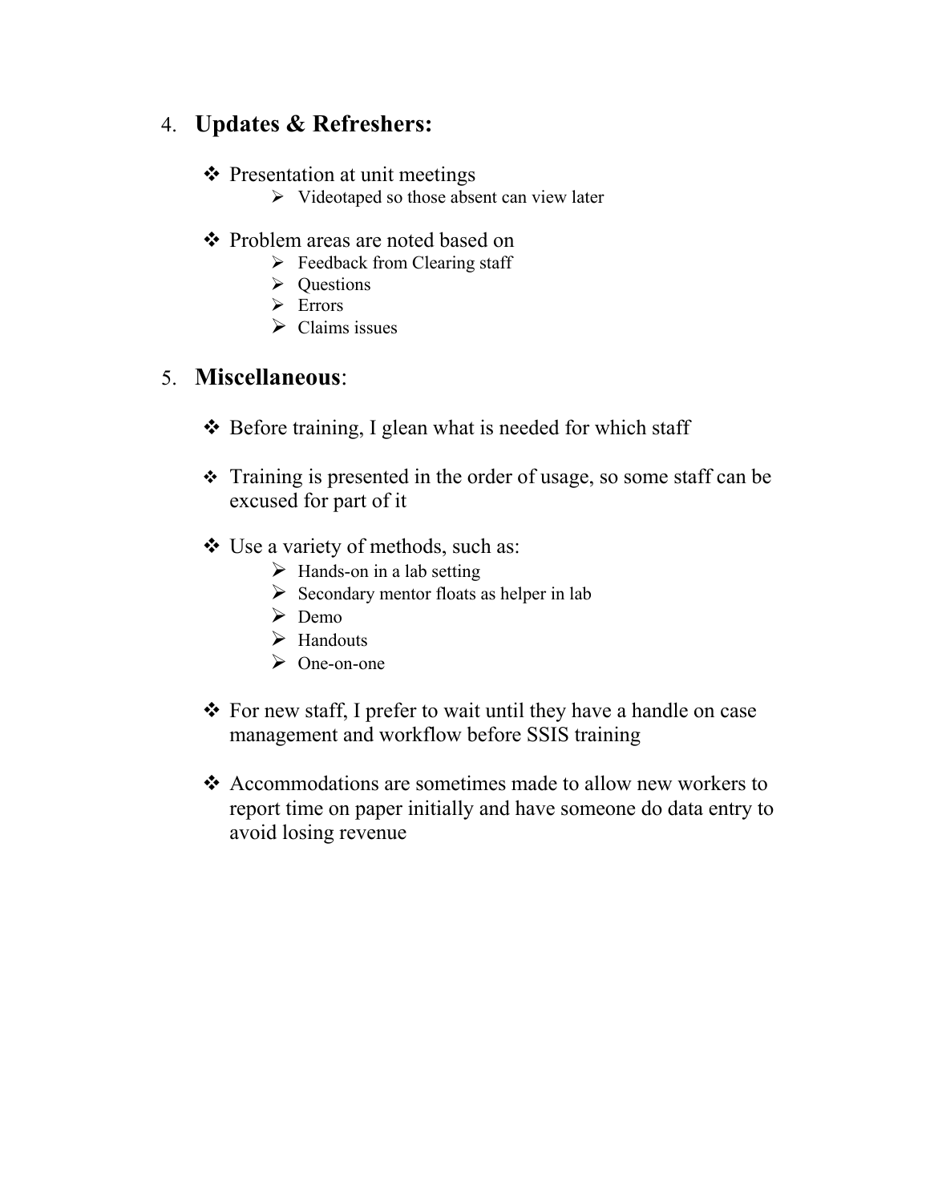4. **Updates & Refreshers:**

    - Presentation at unit meetings
        - Videotaped so those absent can view later

    - Problem areas are noted based on
        - Feedback from Clearing staff
        - Questions
        - Errors
        - Claims issues

5. **Miscellaneous**:

    - Before training, I glean what is needed for which staff

    - Training is presented in the order of usage, so some staff can be excused for part of it

    - Use a variety of methods, such as:
        - Hands-on in a lab setting
        - Secondary mentor floats as helper in lab
        - Demo
        - Handouts
        - One-on-one

    - For new staff, I prefer to wait until they have a handle on case management and workflow before SSIS training

    - Accommodations are sometimes made to allow new workers to report time on paper initially and have someone do data entry to avoid losing revenue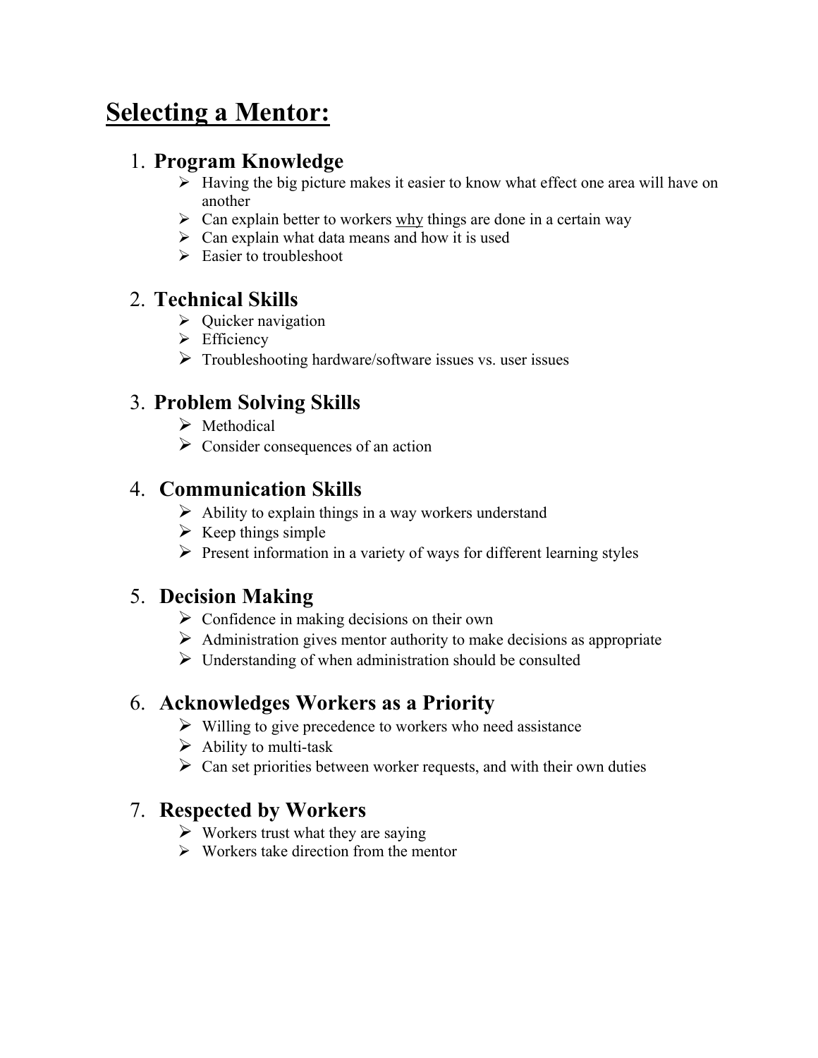# Selecting a Mentor:

1. **Program Knowledge**
   - Having the big picture makes it easier to know what effect one area will have on another
   - Can explain better to workers <u>why</u> things are done in a certain way
   - Can explain what data means and how it is used
   - Easier to troubleshoot

2. **Technical Skills**
   - Quicker navigation
   - Efficiency
   - Troubleshooting hardware/software issues vs. user issues

3. **Problem Solving Skills**
   - Methodical
   - Consider consequences of an action

4. **Communication Skills**
   - Ability to explain things in a way workers understand
   - Keep things simple
   - Present information in a variety of ways for different learning styles

5. **Decision Making**
   - Confidence in making decisions on their own
   - Administration gives mentor authority to make decisions as appropriate
   - Understanding of when administration should be consulted

6. **Acknowledges Workers as a Priority**
   - Willing to give precedence to workers who need assistance
   - Ability to multi-task
   - Can set priorities between worker requests, and with their own duties

7. **Respected by Workers**
   - Workers trust what they are saying
   - Workers take direction from the mentor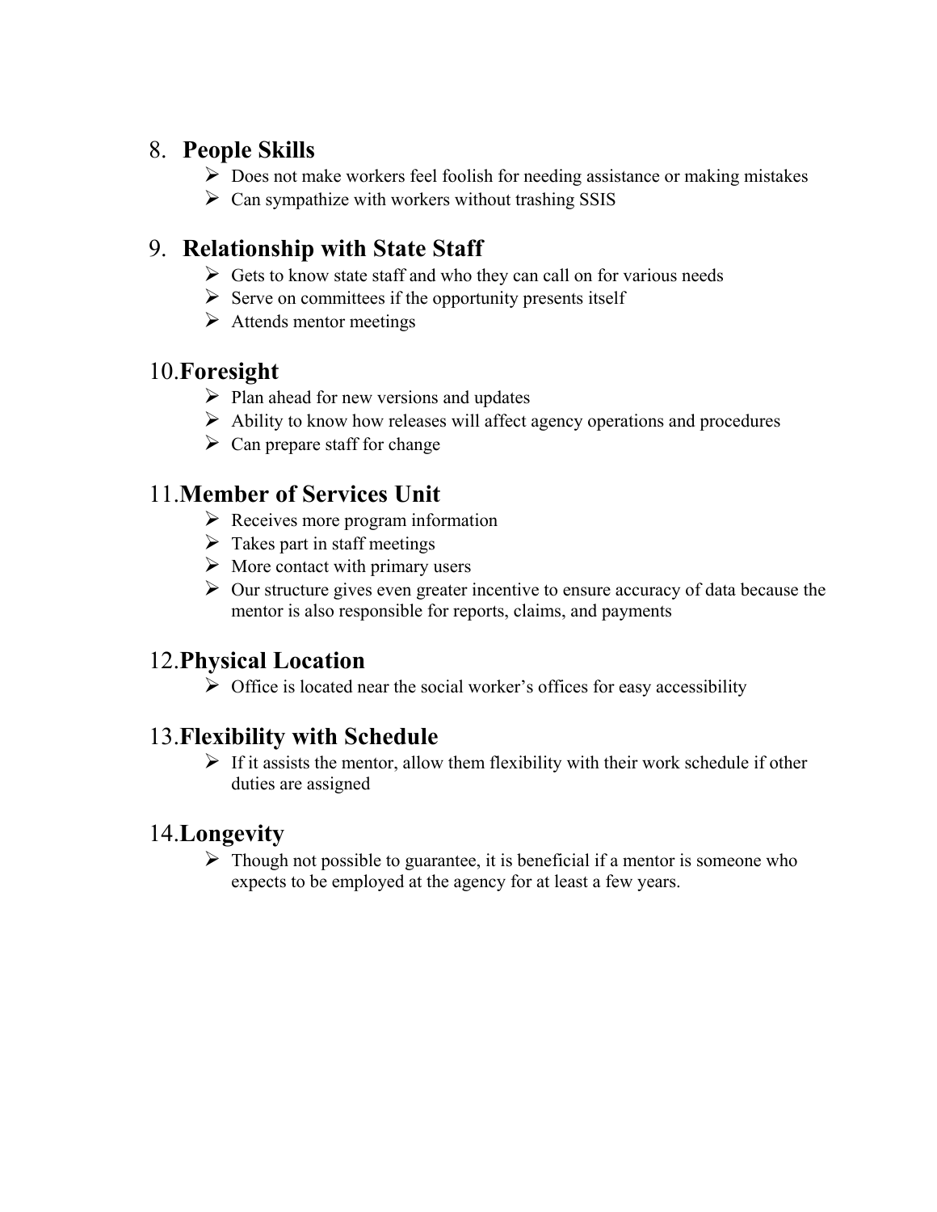8. **People Skills**
   - Does not make workers feel foolish for needing assistance or making mistakes
   - Can sympathize with workers without trashing SSIS

9. **Relationship with State Staff**
   - Gets to know state staff and who they can call on for various needs
   - Serve on committees if the opportunity presents itself
   - Attends mentor meetings

10. **Foresight**
    - Plan ahead for new versions and updates
    - Ability to know how releases will affect agency operations and procedures
    - Can prepare staff for change

11. **Member of Services Unit**
    - Receives more program information
    - Takes part in staff meetings
    - More contact with primary users
    - Our structure gives even greater incentive to ensure accuracy of data because the mentor is also responsible for reports, claims, and payments

12. **Physical Location**
    - Office is located near the social worker's offices for easy accessibility

13. **Flexibility with Schedule**
    - If it assists the mentor, allow them flexibility with their work schedule if other duties are assigned

14. **Longevity**
    - Though not possible to guarantee, it is beneficial if a mentor is someone who expects to be employed at the agency for at least a few years.